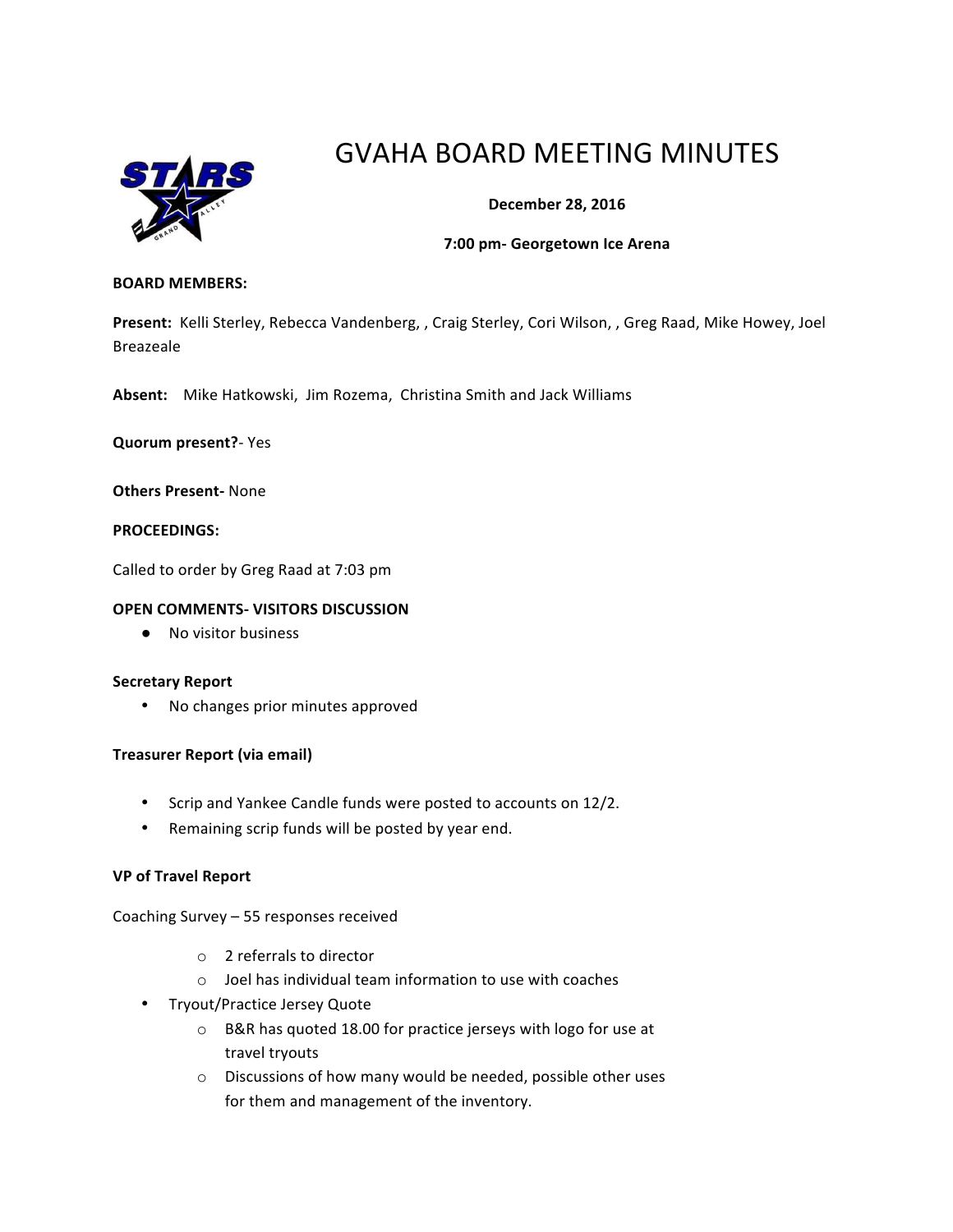# GVAHA BOARD MEETING MINUTES

**December 28, 2016**

**7:00 pm- Georgetown Ice Arena**

**BOARD MEMBERS:**

**Present:** Kelli Sterley, Rebecca Vandenberg, , Craig Sterley, Cori Wilson, , Greg Raad, Mike Howey, Joel Breazeale

**Absent:** Mike Hatkowski, Jim Rozema, Christina Smith and Jack Williams

**Quorum present?**- Yes

**Others Present-** None

**PROCEEDINGS:**

Called to order by Greg Raad at 7:03 pm

**OPEN COMMENTS- VISITORS DISCUSSION**

- No visitor business

**Secretary Report**

- No changes prior minutes approved

**Treasurer Report (via email)**

- Scrip and Yankee Candle funds were posted to accounts on 12/2.
- Remaining scrip funds will be posted by year end.

**VP of Travel Report**

Coaching Survey – 55 responses received

- 2 referrals to director
- Joel has individual team information to use with coaches

- Tryout/Practice Jersey Quote
  - B&R has quoted 18.00 for practice jerseys with logo for use at travel tryouts
  - Discussions of how many would be needed, possible other uses for them and management of the inventory.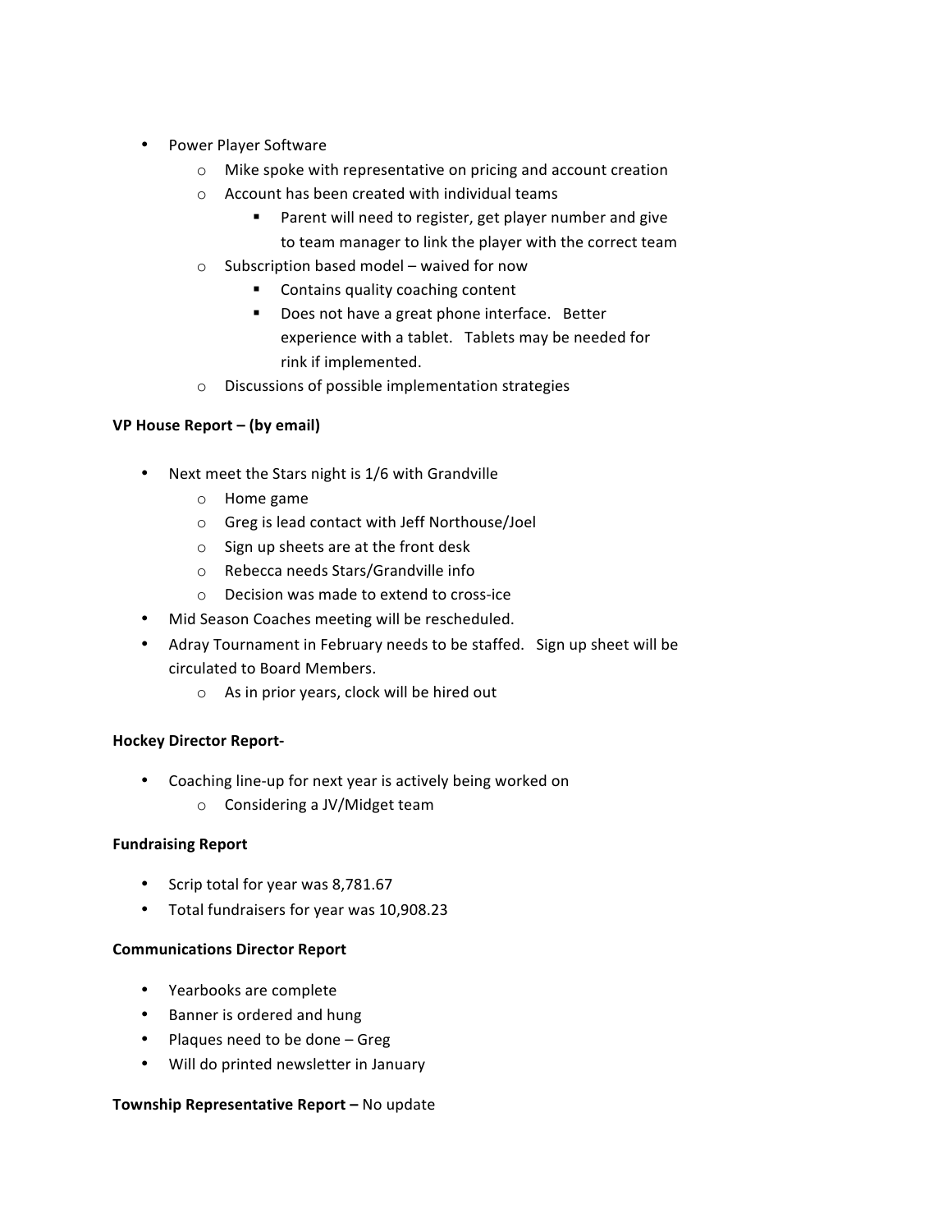- Power Player Software
  - Mike spoke with representative on pricing and account creation
  - Account has been created with individual teams
    - Parent will need to register, get player number and give to team manager to link the player with the correct team
  - Subscription based model – waived for now
    - Contains quality coaching content
    - Does not have a great phone interface. Better experience with a tablet. Tablets may be needed for rink if implemented.
  - Discussions of possible implementation strategies

**VP House Report – (by email)**

- Next meet the Stars night is 1/6 with Grandville
  - Home game
  - Greg is lead contact with Jeff Northouse/Joel
  - Sign up sheets are at the front desk
  - Rebecca needs Stars/Grandville info
  - Decision was made to extend to cross-ice
- Mid Season Coaches meeting will be rescheduled.
- Adray Tournament in February needs to be staffed. Sign up sheet will be circulated to Board Members.
  - As in prior years, clock will be hired out

**Hockey Director Report-**

- Coaching line-up for next year is actively being worked on
  - Considering a JV/Midget team

**Fundraising Report**

- Scrip total for year was 8,781.67
- Total fundraisers for year was 10,908.23

**Communications Director Report**

- Yearbooks are complete
- Banner is ordered and hung
- Plaques need to be done – Greg
- Will do printed newsletter in January

**Township Representative Report –** No update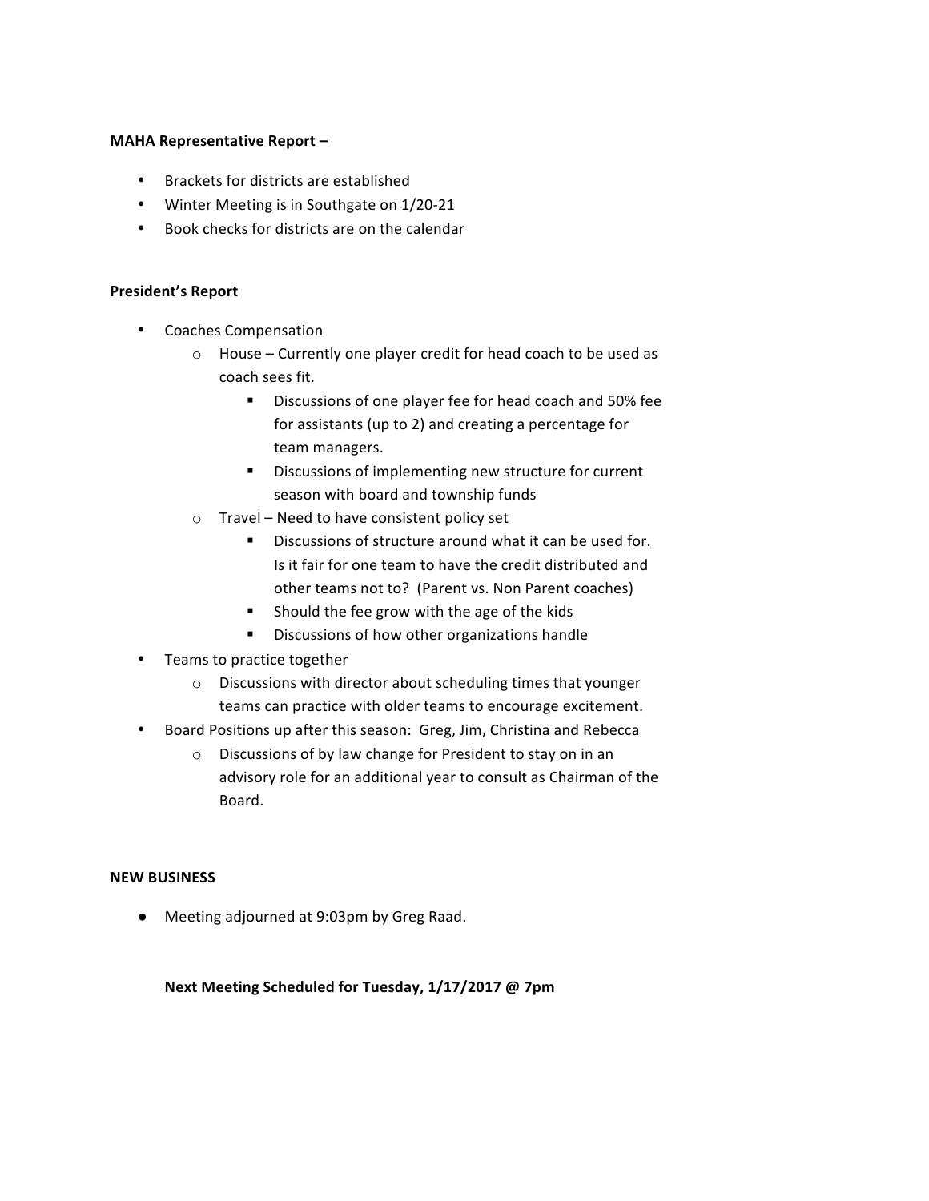**MAHA Representative Report –**

- Brackets for districts are established
- Winter Meeting is in Southgate on 1/20-21
- Book checks for districts are on the calendar

**President's Report**

- Coaches Compensation
  - House – Currently one player credit for head coach to be used as coach sees fit.
    - Discussions of one player fee for head coach and 50% fee for assistants (up to 2) and creating a percentage for team managers.
    - Discussions of implementing new structure for current season with board and township funds
  - Travel – Need to have consistent policy set
    - Discussions of structure around what it can be used for. Is it fair for one team to have the credit distributed and other teams not to? (Parent vs. Non Parent coaches)
    - Should the fee grow with the age of the kids
    - Discussions of how other organizations handle
- Teams to practice together
  - Discussions with director about scheduling times that younger teams can practice with older teams to encourage excitement.
- Board Positions up after this season: Greg, Jim, Christina and Rebecca
  - Discussions of by law change for President to stay on in an advisory role for an additional year to consult as Chairman of the Board.

**NEW BUSINESS**

- Meeting adjourned at 9:03pm by Greg Raad.

**Next Meeting Scheduled for Tuesday, 1/17/2017 @ 7pm**